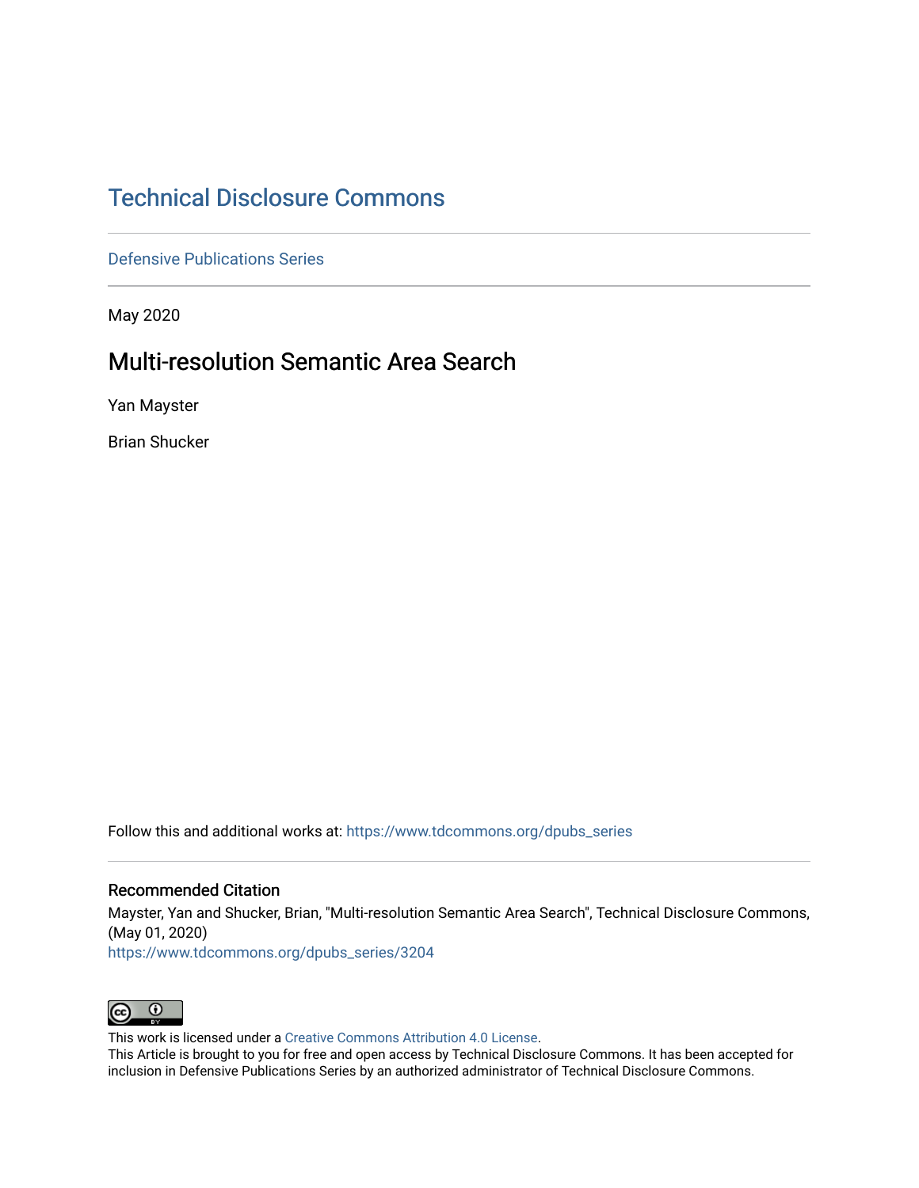# Technical Disclosure Commons

Defensive Publications Series

May 2020

## Multi-resolution Semantic Area Search

Yan Mayster

Brian Shucker

Follow this and additional works at: https://www.tdcommons.org/dpubs_series

### Recommended Citation

Mayster, Yan and Shucker, Brian, "Multi-resolution Semantic Area Search", Technical Disclosure Commons, (May 01, 2020)
https://www.tdcommons.org/dpubs_series/3204

This work is licensed under a Creative Commons Attribution 4.0 License.
This Article is brought to you for free and open access by Technical Disclosure Commons. It has been accepted for inclusion in Defensive Publications Series by an authorized administrator of Technical Disclosure Commons.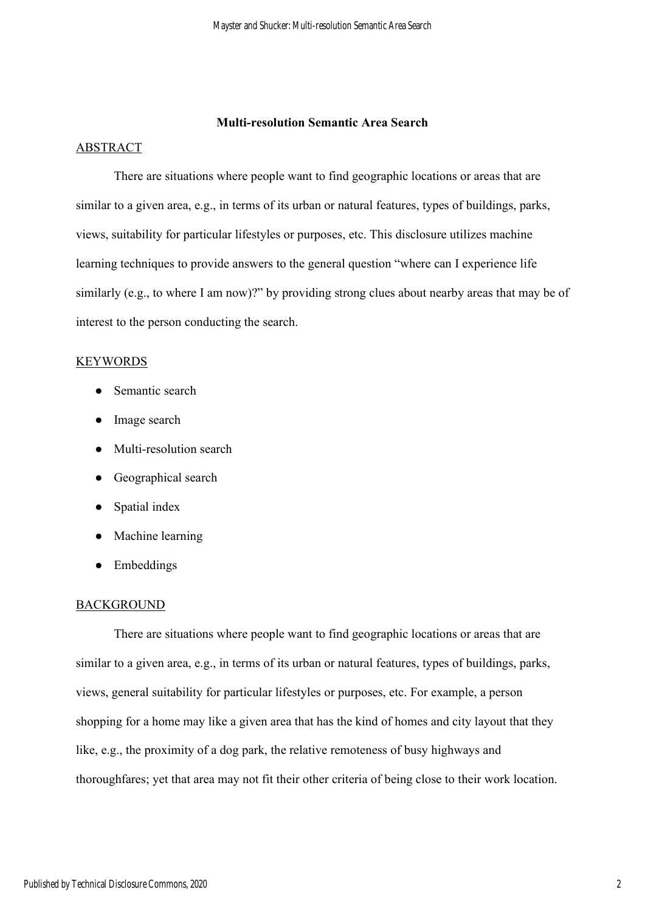# Multi-resolution Semantic Area Search

## ABSTRACT

There are situations where people want to find geographic locations or areas that are similar to a given area, e.g., in terms of its urban or natural features, types of buildings, parks, views, suitability for particular lifestyles or purposes, etc. This disclosure utilizes machine learning techniques to provide answers to the general question "where can I experience life similarly (e.g., to where I am now)?" by providing strong clues about nearby areas that may be of interest to the person conducting the search.

## KEYWORDS

- Semantic search
- Image search
- Multi-resolution search
- Geographical search
- Spatial index
- Machine learning
- Embeddings

## BACKGROUND

There are situations where people want to find geographic locations or areas that are similar to a given area, e.g., in terms of its urban or natural features, types of buildings, parks, views, general suitability for particular lifestyles or purposes, etc. For example, a person shopping for a home may like a given area that has the kind of homes and city layout that they like, e.g., the proximity of a dog park, the relative remoteness of busy highways and thoroughfares; yet that area may not fit their other criteria of being close to their work location.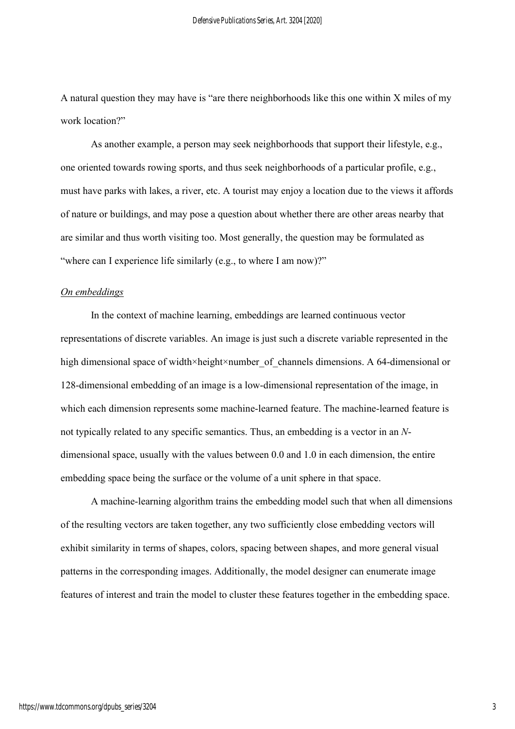A natural question they may have is “are there neighborhoods like this one within X miles of my work location?”

As another example, a person may seek neighborhoods that support their lifestyle, e.g., one oriented towards rowing sports, and thus seek neighborhoods of a particular profile, e.g., must have parks with lakes, a river, etc. A tourist may enjoy a location due to the views it affords of nature or buildings, and may pose a question about whether there are other areas nearby that are similar and thus worth visiting too. Most generally, the question may be formulated as “where can I experience life similarly (e.g., to where I am now)?”

*On embeddings*

In the context of machine learning, embeddings are learned continuous vector representations of discrete variables. An image is just such a discrete variable represented in the high dimensional space of width×height×number_of_channels dimensions. A 64-dimensional or 128-dimensional embedding of an image is a low-dimensional representation of the image, in which each dimension represents some machine-learned feature. The machine-learned feature is not typically related to any specific semantics. Thus, an embedding is a vector in an $N$-dimensional space, usually with the values between 0.0 and 1.0 in each dimension, the entire embedding space being the surface or the volume of a unit sphere in that space.

A machine-learning algorithm trains the embedding model such that when all dimensions of the resulting vectors are taken together, any two sufficiently close embedding vectors will exhibit similarity in terms of shapes, colors, spacing between shapes, and more general visual patterns in the corresponding images. Additionally, the model designer can enumerate image features of interest and train the model to cluster these features together in the embedding space.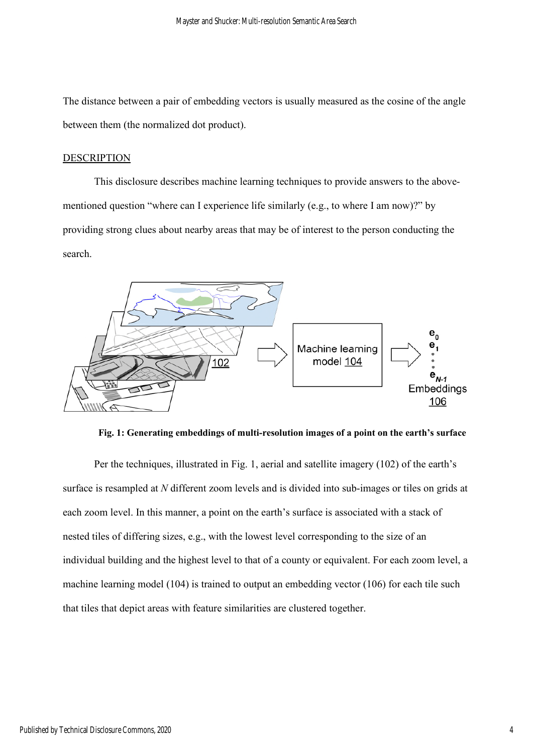The distance between a pair of embedding vectors is usually measured as the cosine of the angle between them (the normalized dot product).

## DESCRIPTION

This disclosure describes machine learning techniques to provide answers to the above-mentioned question "where can I experience life similarly (e.g., to where I am now)?" by providing strong clues about nearby areas that may be of interest to the person conducting the search.

**Fig. 1: Generating embeddings of multi-resolution images of a point on the earth's surface**

Per the techniques, illustrated in Fig. 1, aerial and satellite imagery (102) of the earth's surface is resampled at *N* different zoom levels and is divided into sub-images or tiles on grids at each zoom level. In this manner, a point on the earth's surface is associated with a stack of nested tiles of differing sizes, e.g., with the lowest level corresponding to the size of an individual building and the highest level to that of a county or equivalent. For each zoom level, a machine learning model (104) is trained to output an embedding vector (106) for each tile such that tiles that depict areas with feature similarities are clustered together.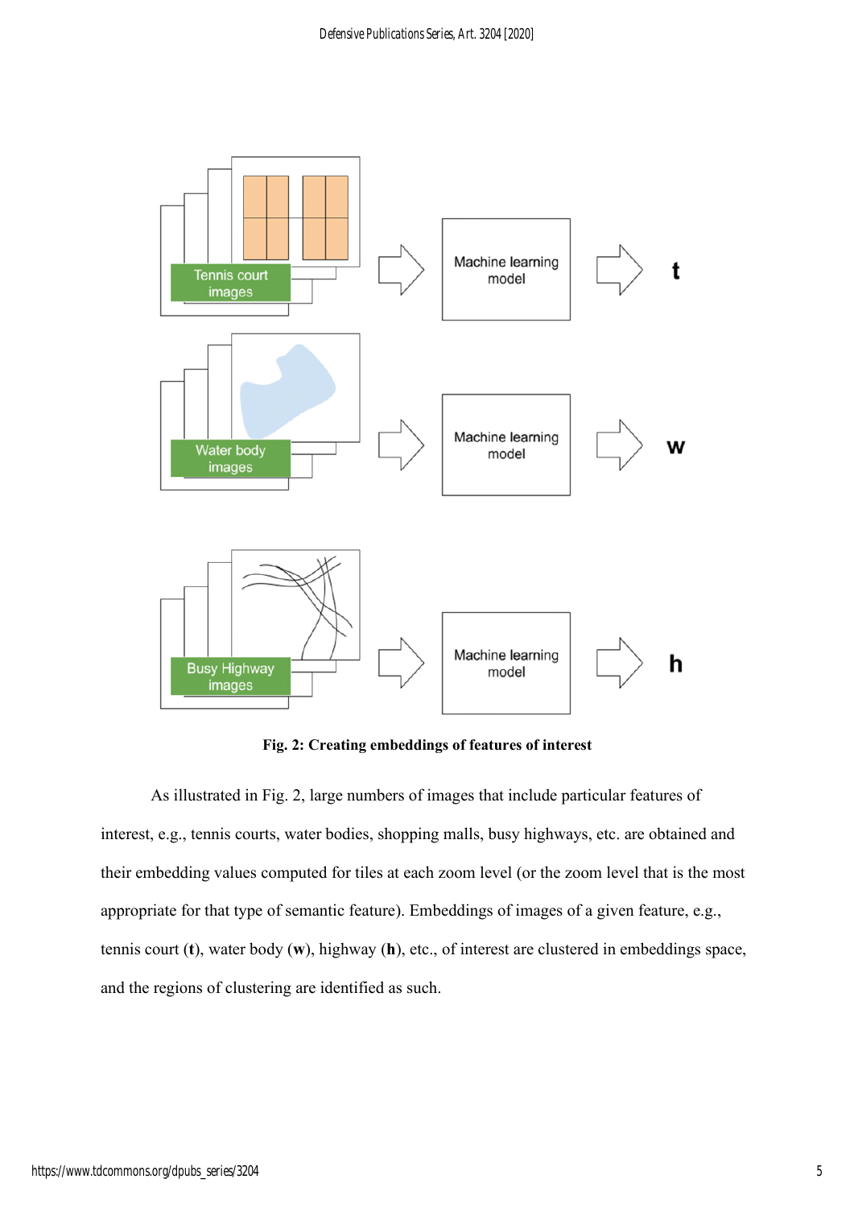**Fig. 2: Creating embeddings of features of interest**

As illustrated in Fig. 2, large numbers of images that include particular features of interest, e.g., tennis courts, water bodies, shopping malls, busy highways, etc. are obtained and their embedding values computed for tiles at each zoom level (or the zoom level that is the most appropriate for that type of semantic feature). Embeddings of images of a given feature, e.g., tennis court (**t**), water body (**w**), highway (**h**), etc., of interest are clustered in embeddings space, and the regions of clustering are identified as such.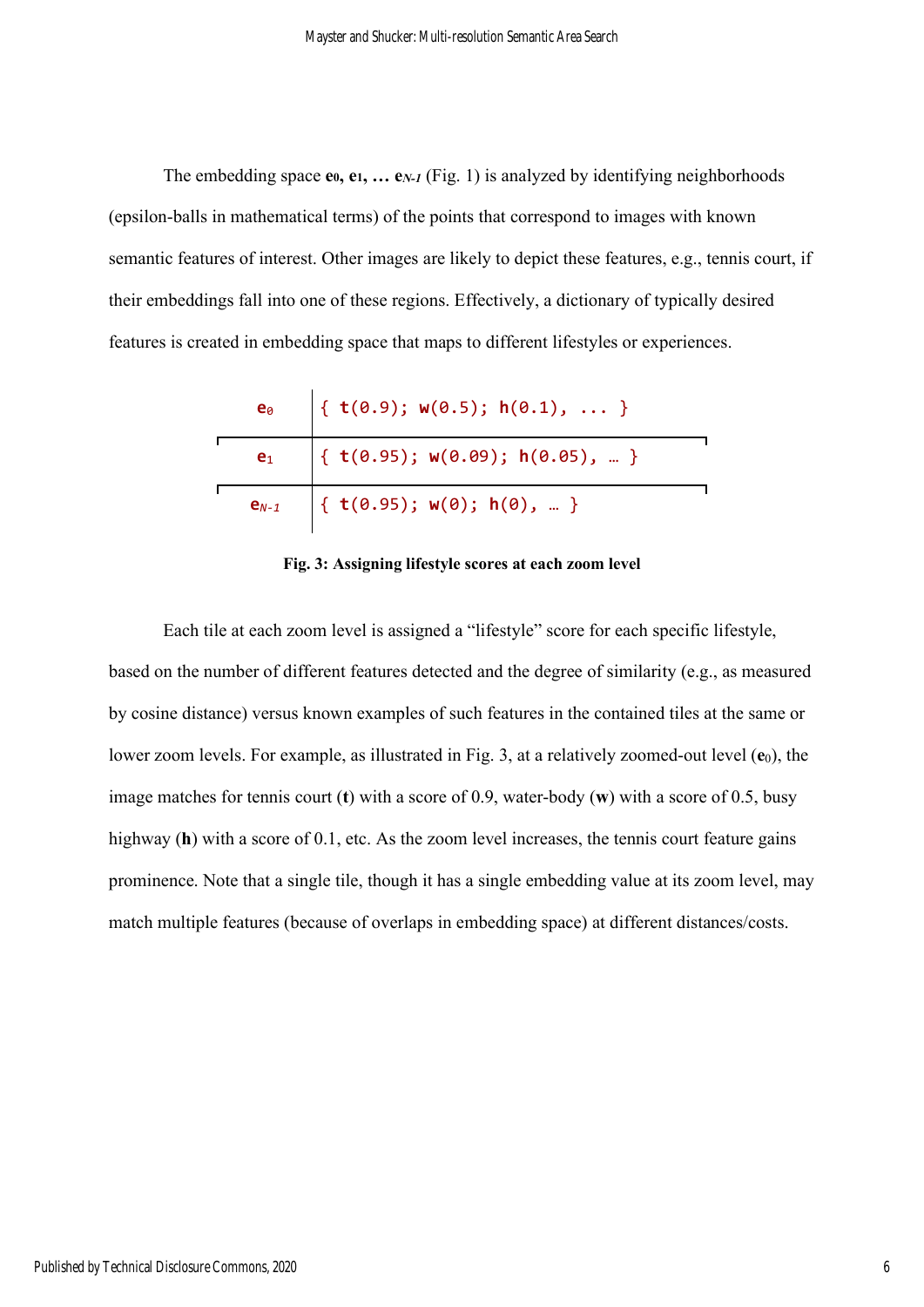The embedding space $\mathbf{e}_0, \mathbf{e}_1, \ldots \mathbf{e}_{N-1}$ (Fig. 1) is analyzed by identifying neighborhoods (epsilon-balls in mathematical terms) of the points that correspond to images with known semantic features of interest. Other images are likely to depict these features, e.g., tennis court, if their embeddings fall into one of these regions. Effectively, a dictionary of typically desired features is created in embedding space that maps to different lifestyles or experiences.

| | |
|---|---|
| $\mathbf{e}_0$ | { t(0.9); w(0.5); h(0.1), ... } |
| $\mathbf{e}_1$ | { t(0.95); w(0.09); h(0.05), … } |
| $\mathbf{e}_{N-1}$ | { t(0.95); w(0); h(0), … } |

**Fig. 3: Assigning lifestyle scores at each zoom level**

Each tile at each zoom level is assigned a "lifestyle" score for each specific lifestyle, based on the number of different features detected and the degree of similarity (e.g., as measured by cosine distance) versus known examples of such features in the contained tiles at the same or lower zoom levels. For example, as illustrated in Fig. 3, at a relatively zoomed-out level ($\mathbf{e}_0$), the image matches for tennis court (**t**) with a score of 0.9, water-body (**w**) with a score of 0.5, busy highway (**h**) with a score of 0.1, etc. As the zoom level increases, the tennis court feature gains prominence. Note that a single tile, though it has a single embedding value at its zoom level, may match multiple features (because of overlaps in embedding space) at different distances/costs.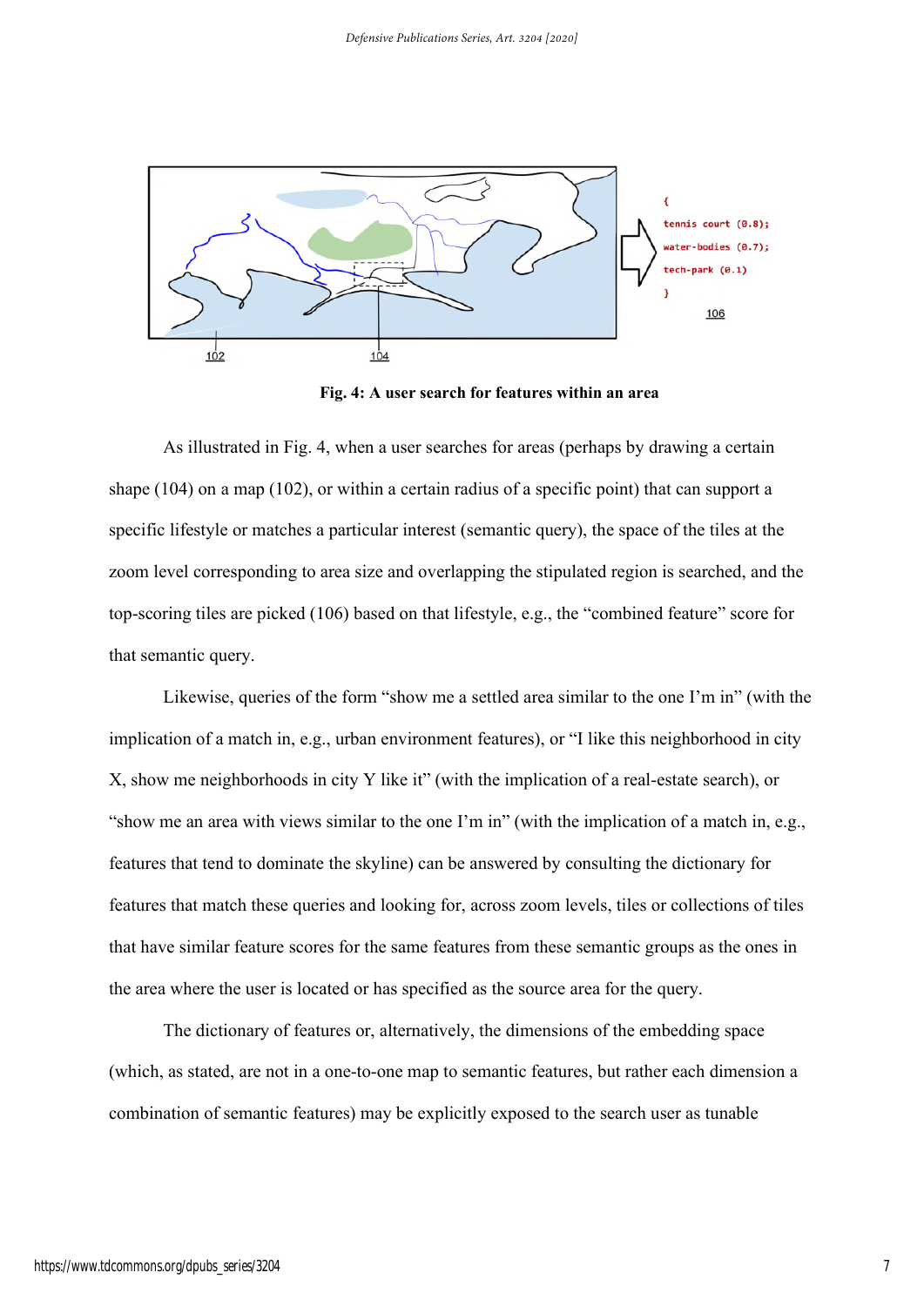**Fig. 4: A user search for features within an area**

As illustrated in Fig. 4, when a user searches for areas (perhaps by drawing a certain shape (104) on a map (102), or within a certain radius of a specific point) that can support a specific lifestyle or matches a particular interest (semantic query), the space of the tiles at the zoom level corresponding to area size and overlapping the stipulated region is searched, and the top-scoring tiles are picked (106) based on that lifestyle, e.g., the "combined feature" score for that semantic query.

Likewise, queries of the form "show me a settled area similar to the one I'm in" (with the implication of a match in, e.g., urban environment features), or "I like this neighborhood in city X, show me neighborhoods in city Y like it" (with the implication of a real-estate search), or "show me an area with views similar to the one I'm in" (with the implication of a match in, e.g., features that tend to dominate the skyline) can be answered by consulting the dictionary for features that match these queries and looking for, across zoom levels, tiles or collections of tiles that have similar feature scores for the same features from these semantic groups as the ones in the area where the user is located or has specified as the source area for the query.

The dictionary of features or, alternatively, the dimensions of the embedding space (which, as stated, are not in a one-to-one map to semantic features, but rather each dimension a combination of semantic features) may be explicitly exposed to the search user as tunable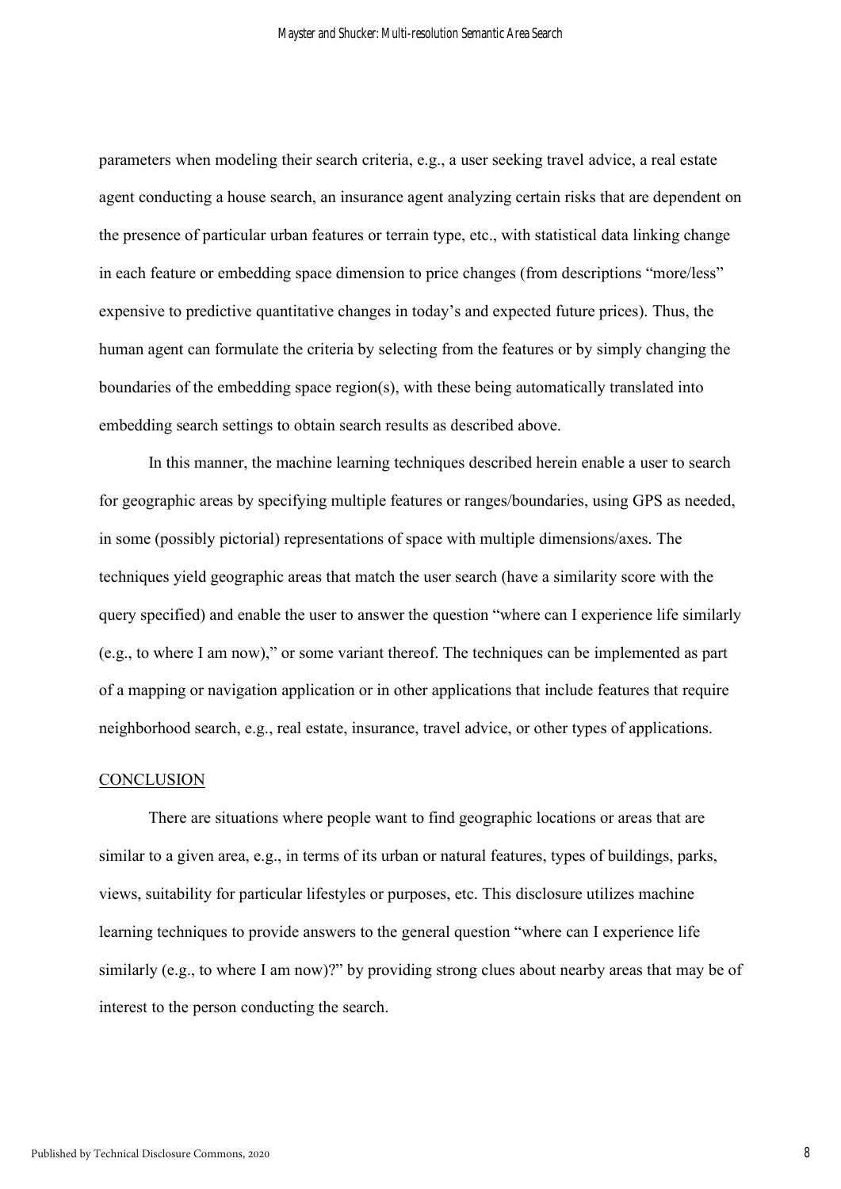parameters when modeling their search criteria, e.g., a user seeking travel advice, a real estate agent conducting a house search, an insurance agent analyzing certain risks that are dependent on the presence of particular urban features or terrain type, etc., with statistical data linking change in each feature or embedding space dimension to price changes (from descriptions "more/less" expensive to predictive quantitative changes in today's and expected future prices). Thus, the human agent can formulate the criteria by selecting from the features or by simply changing the boundaries of the embedding space region(s), with these being automatically translated into embedding search settings to obtain search results as described above.

In this manner, the machine learning techniques described herein enable a user to search for geographic areas by specifying multiple features or ranges/boundaries, using GPS as needed, in some (possibly pictorial) representations of space with multiple dimensions/axes. The techniques yield geographic areas that match the user search (have a similarity score with the query specified) and enable the user to answer the question "where can I experience life similarly (e.g., to where I am now)," or some variant thereof. The techniques can be implemented as part of a mapping or navigation application or in other applications that include features that require neighborhood search, e.g., real estate, insurance, travel advice, or other types of applications.

## CONCLUSION

There are situations where people want to find geographic locations or areas that are similar to a given area, e.g., in terms of its urban or natural features, types of buildings, parks, views, suitability for particular lifestyles or purposes, etc. This disclosure utilizes machine learning techniques to provide answers to the general question "where can I experience life similarly (e.g., to where I am now)?" by providing strong clues about nearby areas that may be of interest to the person conducting the search.